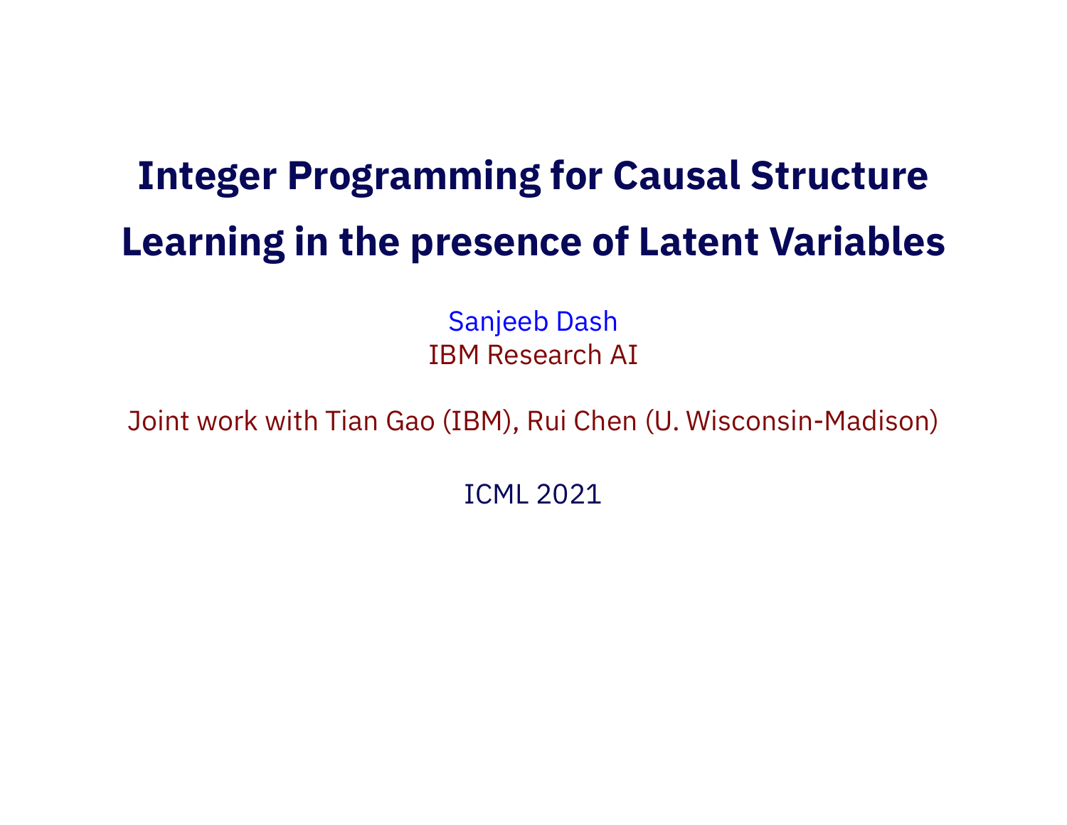# Integer Programming for Causal Structure Learning in the presence of Latent Variables

Sanjeeb Dash
IBM Research AI

Joint work with Tian Gao (IBM), Rui Chen (U. Wisconsin-Madison)

ICML 2021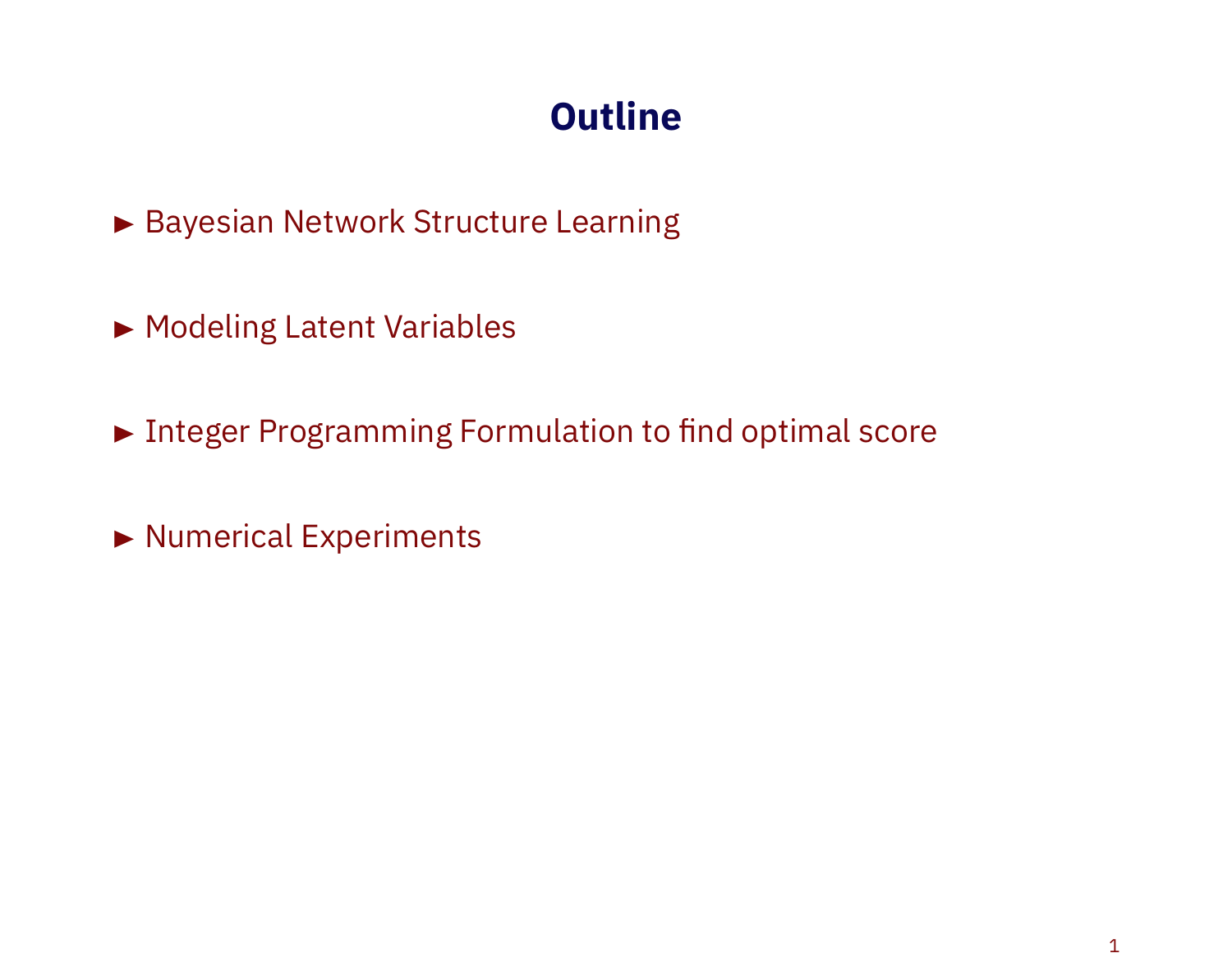# Outline

- Bayesian Network Structure Learning
- Modeling Latent Variables
- Integer Programming Formulation to find optimal score
- Numerical Experiments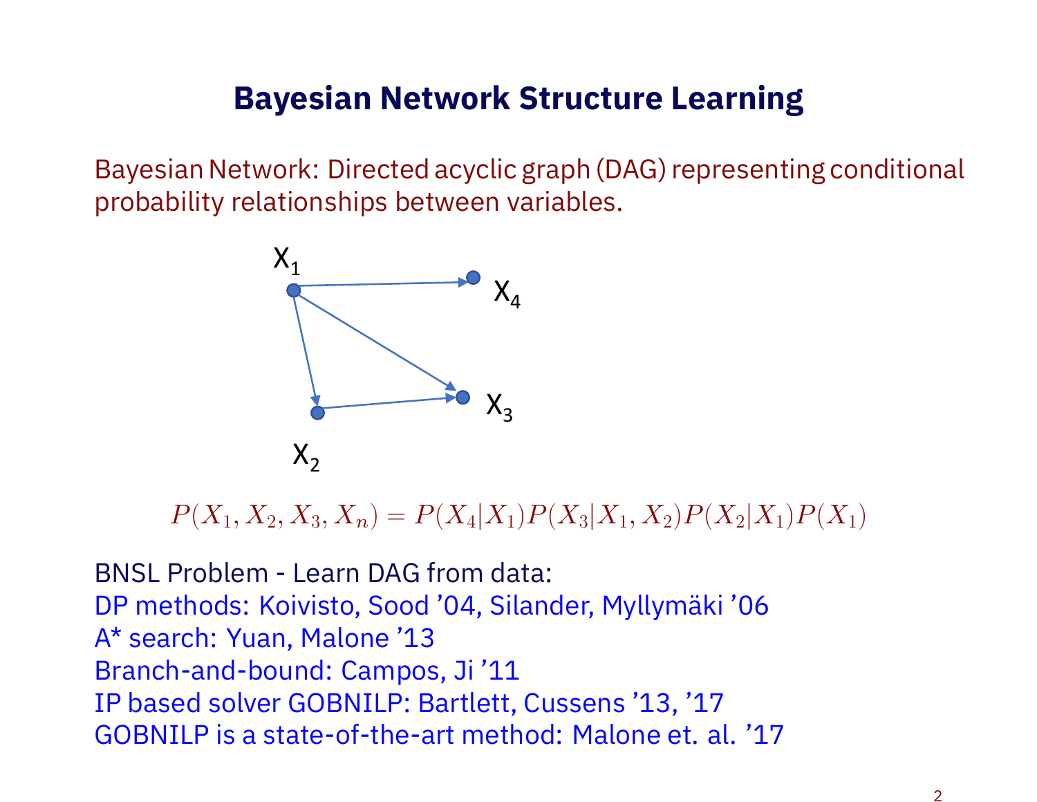# Bayesian Network Structure Learning

Bayesian Network: Directed acyclic graph (DAG) representing conditional probability relationships between variables.

$$P(X_1, X_2, X_3, X_n) = P(X_4|X_1)P(X_3|X_1, X_2)P(X_2|X_1)P(X_1)$$

BNSL Problem - Learn DAG from data:

DP methods: Koivisto, Sood '04, Silander, Myllymäki '06

A* search: Yuan, Malone '13

Branch-and-bound: Campos, Ji '11

IP based solver GOBNILP: Bartlett, Cussens '13, '17

GOBNILP is a state-of-the-art method: Malone et. al. '17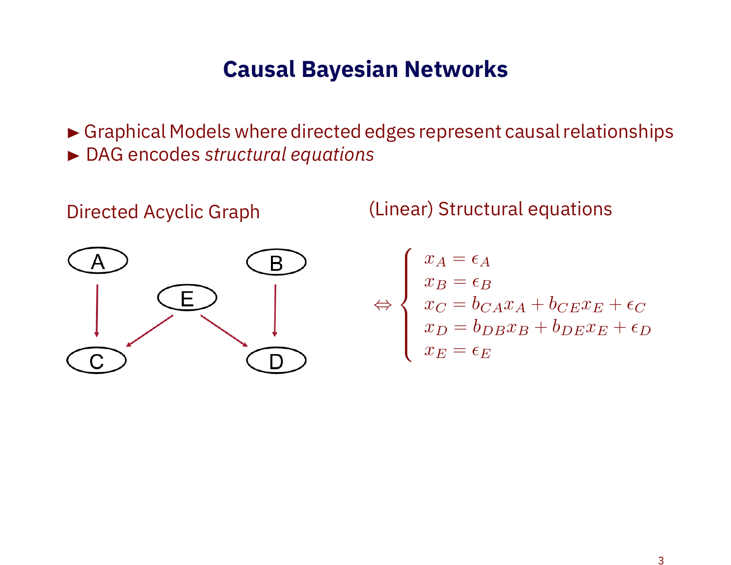# Causal Bayesian Networks

- ► Graphical Models where directed edges represent causal relationships
- ► DAG encodes *structural equations*

Directed Acyclic Graph

(Linear) Structural equations

$$
\Leftrightarrow \begin{cases} x_A = \epsilon_A \\ x_B = \epsilon_B \\ x_C = b_{CA} x_A + b_{CE} x_E + \epsilon_C \\ x_D = b_{DB} x_B + b_{DE} x_E + \epsilon_D \\ x_E = \epsilon_E \end{cases}
$$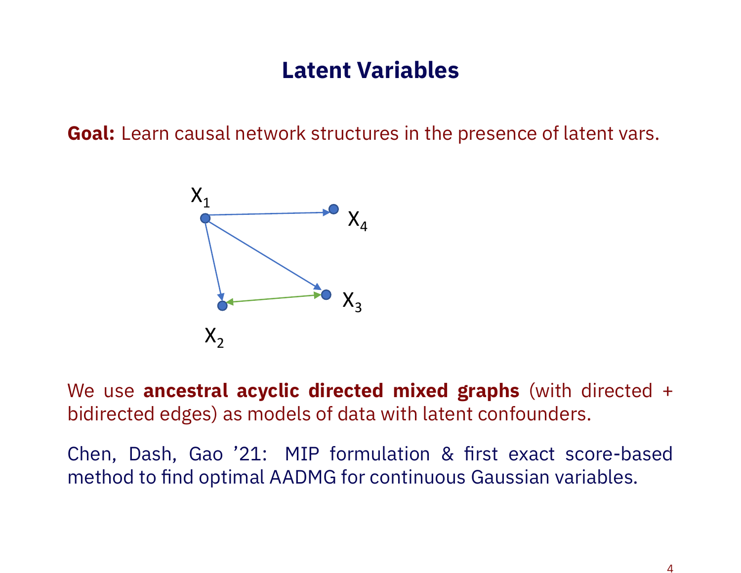# Latent Variables

**Goal:** Learn causal network structures in the presence of latent vars.

We use **ancestral acyclic directed mixed graphs** (with directed + bidirected edges) as models of data with latent confounders.

Chen, Dash, Gao '21: MIP formulation & first exact score-based method to find optimal AADMG for continuous Gaussian variables.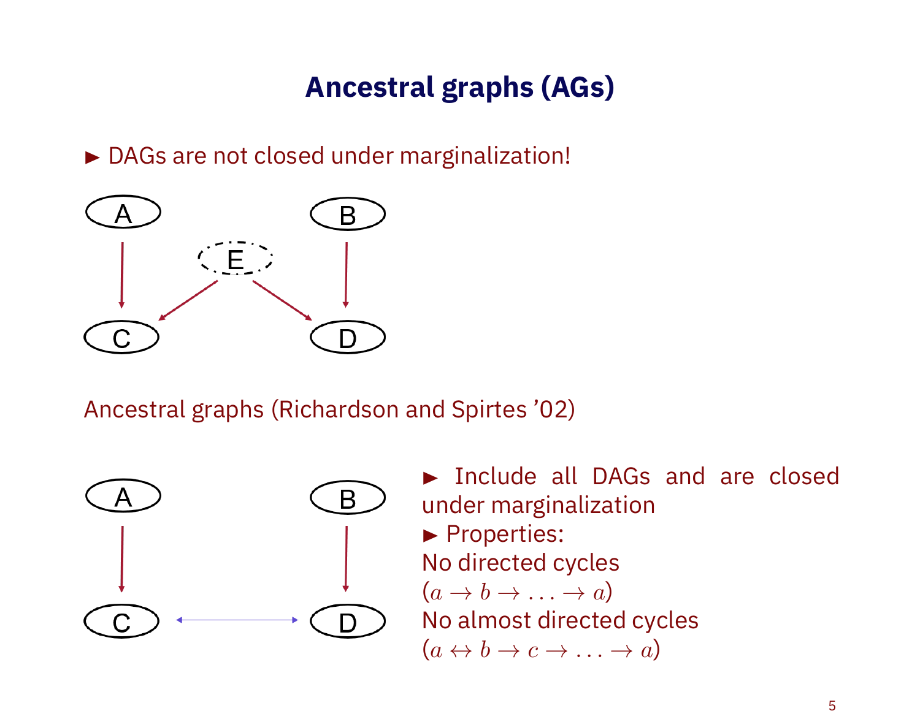# Ancestral graphs (AGs)

► DAGs are not closed under marginalization!

A B E C D

Ancestral graphs (Richardson and Spirtes '02)

A B C D

► Include all DAGs and are closed under marginalization

► Properties:

No directed cycles

$(a \to b \to \ldots \to a)$

No almost directed cycles

$(a \leftrightarrow b \to c \to \ldots \to a)$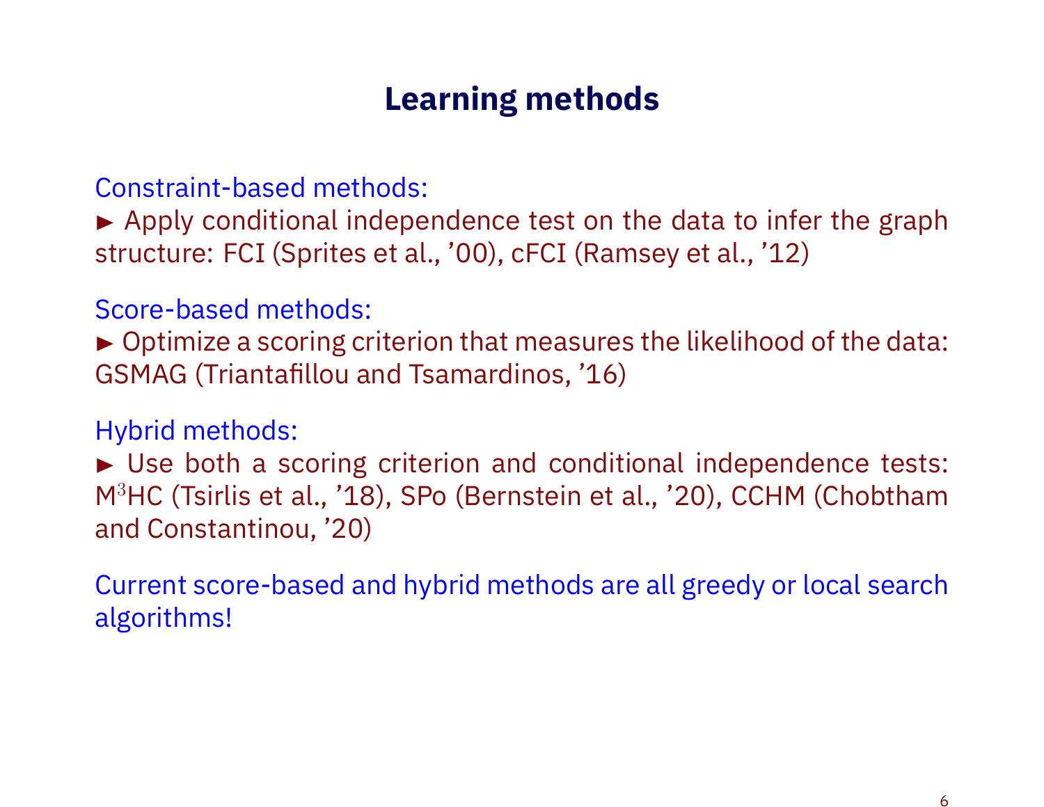# Learning methods

Constraint-based methods:

► Apply conditional independence test on the data to infer the graph structure: FCI (Sprites et al., '00), cFCI (Ramsey et al., '12)

Score-based methods:

► Optimize a scoring criterion that measures the likelihood of the data: GSMAG (Triantafillou and Tsamardinos, '16)

Hybrid methods:

► Use both a scoring criterion and conditional independence tests: $M^3$HC (Tsirlis et al., '18), SPo (Bernstein et al., '20), CCHM (Chobtham and Constantinou, '20)

Current score-based and hybrid methods are all greedy or local search algorithms!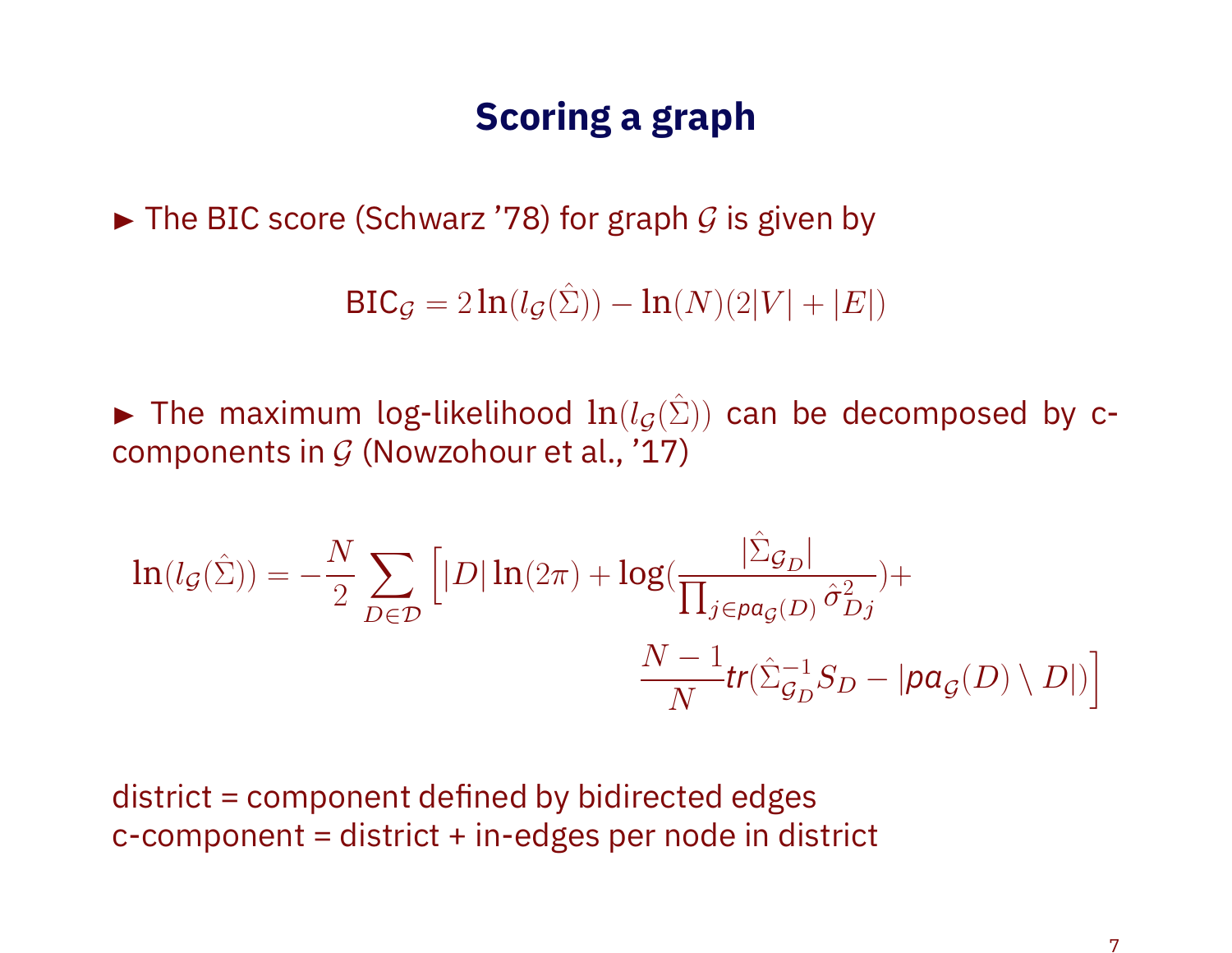# Scoring a graph

- The BIC score (Schwarz '78) for graph $\mathcal{G}$ is given by

$$\mathsf{BIC}_{\mathcal{G}} = 2\ln(l_{\mathcal{G}}(\hat{\Sigma})) - \ln(N)(2|V| + |E|)$$

- The maximum log-likelihood $\ln(l_{\mathcal{G}}(\hat{\Sigma}))$ can be decomposed by c-components in $\mathcal{G}$ (Nowzohour et al., '17)

$$\ln(l_{\mathcal{G}}(\hat{\Sigma})) = -\frac{N}{2} \sum_{D \in \mathcal{D}} \Big[ |D| \ln(2\pi) + \log\Big(\frac{|\hat{\Sigma}_{\mathcal{G}_D}|}{\prod_{j \in pa_{\mathcal{G}}(D)} \hat{\sigma}^2_{Dj}}\Big) + \frac{N-1}{N} tr(\hat{\Sigma}^{-1}_{\mathcal{G}_D} S_D - |pa_{\mathcal{G}}(D) \setminus D|) \Big]$$

district = component defined by bidirected edges
c-component = district + in-edges per node in district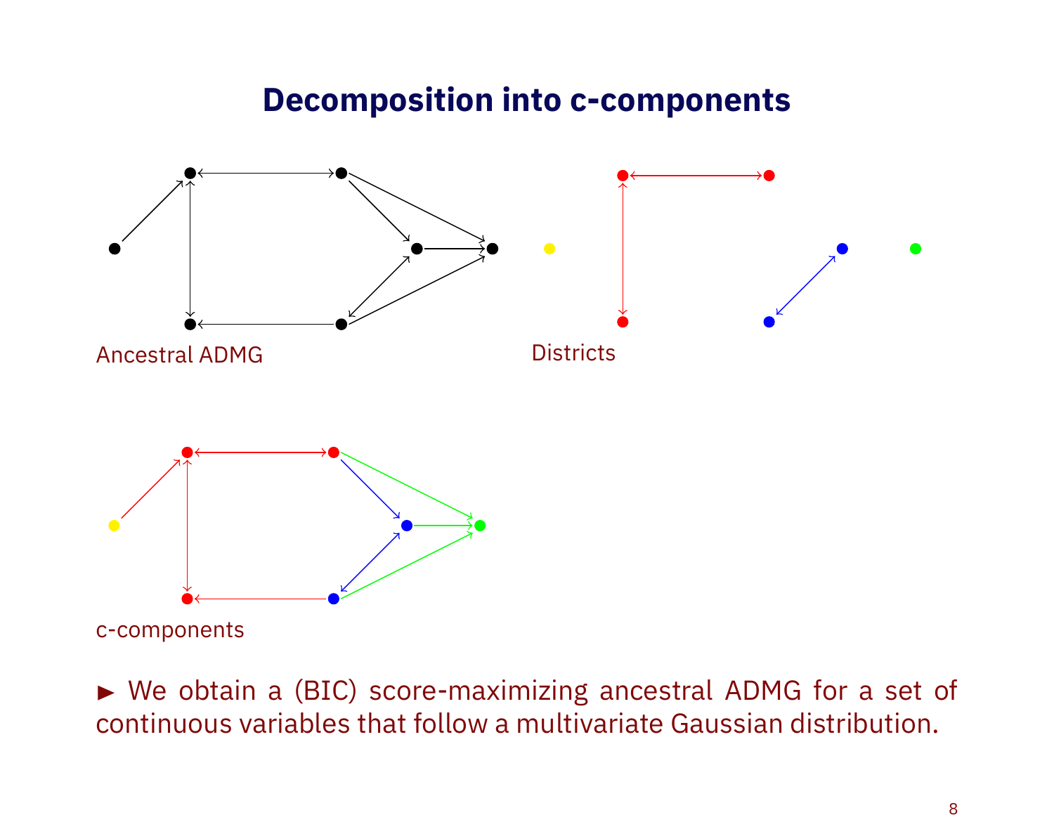# Decomposition into c-components

Ancestral ADMG

Districts

c-components

► We obtain a (BIC) score-maximizing ancestral ADMG for a set of continuous variables that follow a multivariate Gaussian distribution.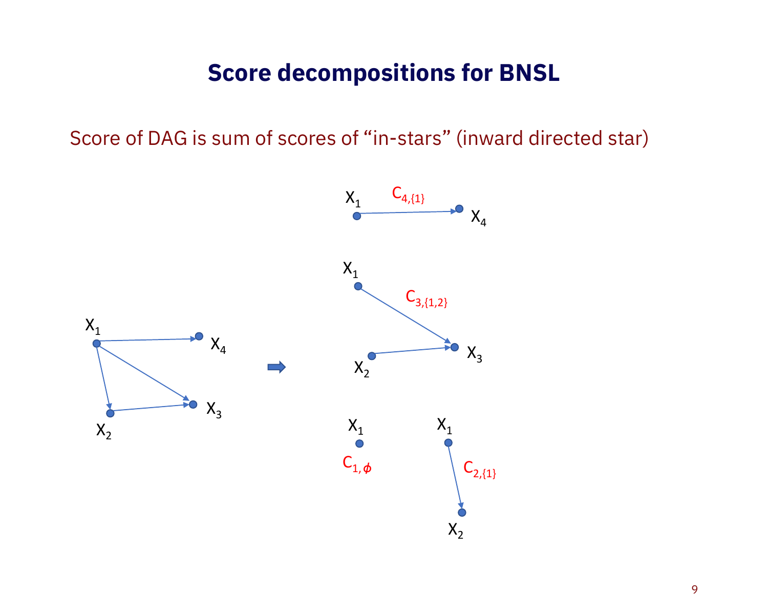# Score decompositions for BNSL

Score of DAG is sum of scores of "in-stars" (inward directed star)

$X_1$ $X_4$ $X_2$ $X_3$

$X_1$ $C_{4,\{1\}}$ $X_4$

$X_1$ $C_{3,\{1,2\}}$ $X_2$ $X_3$

$X_1$ $C_{1,\phi}$

$X_1$ $C_{2,\{1\}}$ $X_2$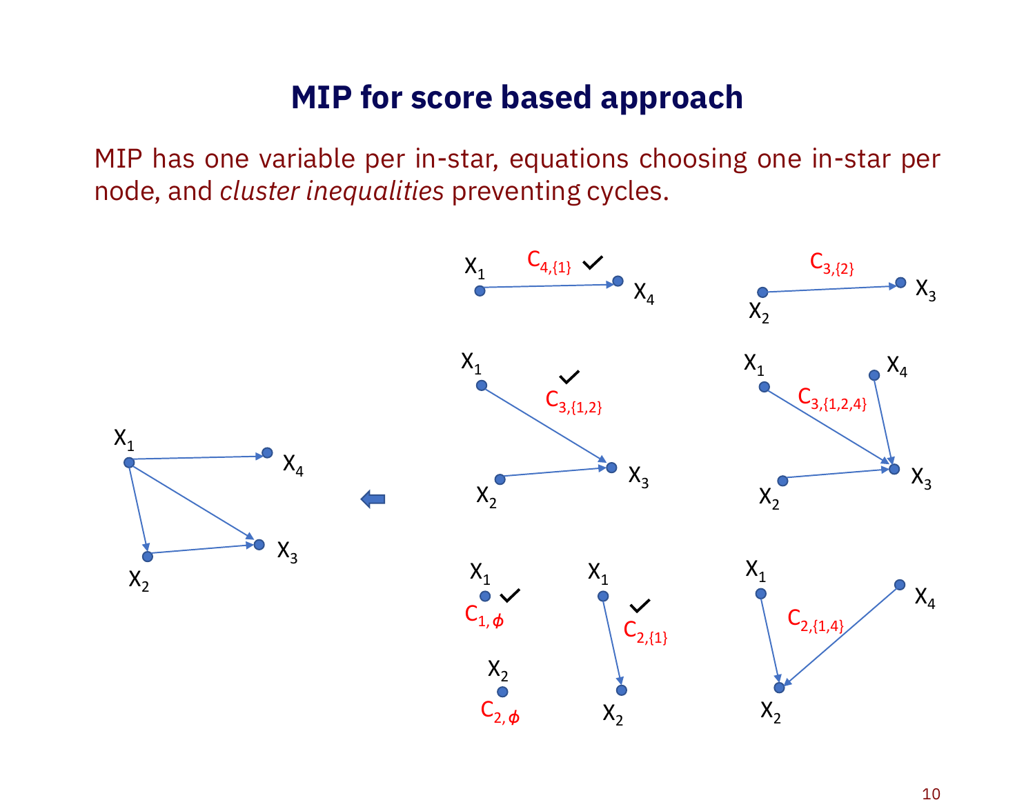# MIP for score based approach

MIP has one variable per in-star, equations choosing one in-star per node, and *cluster inequalities* preventing cycles.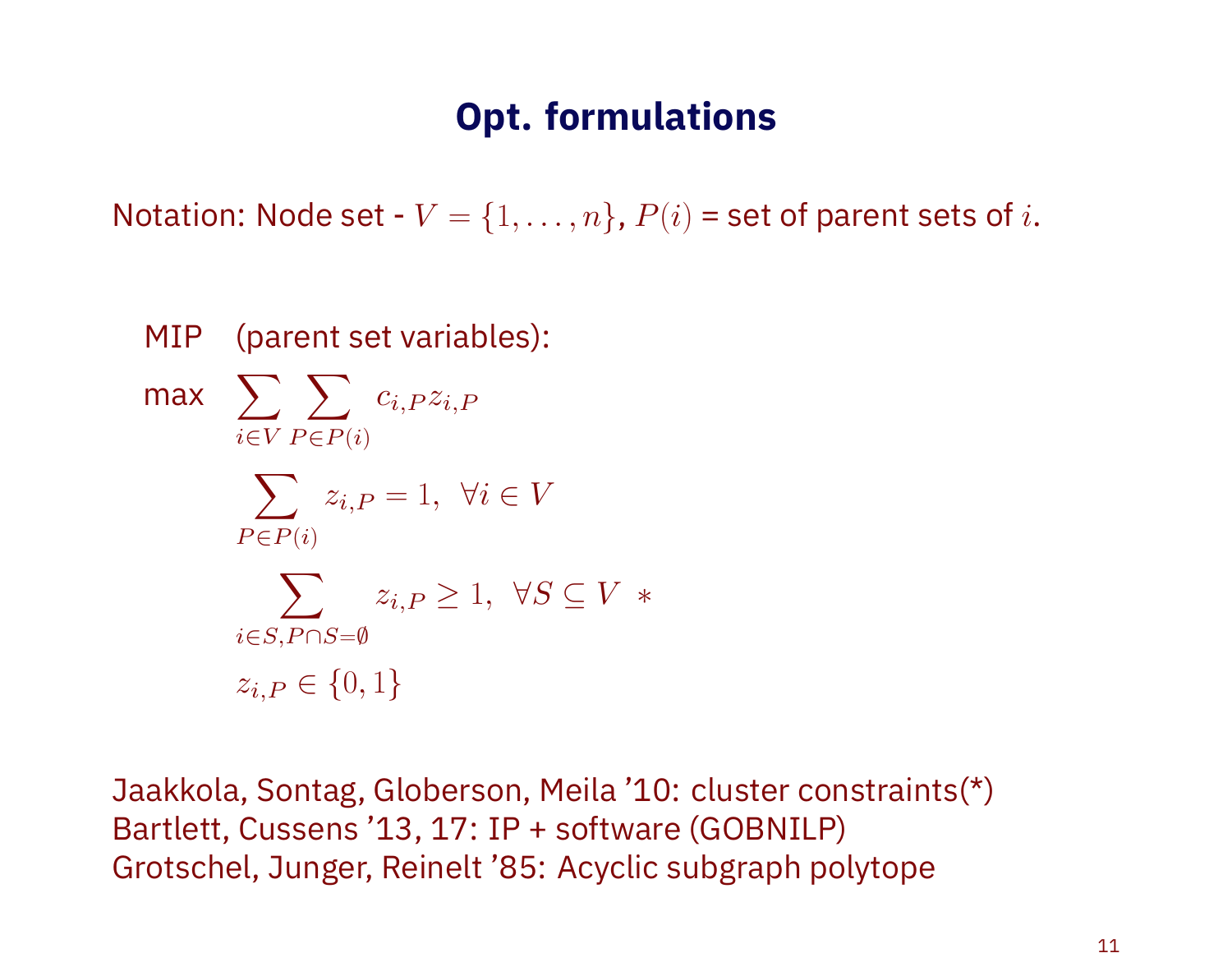# Opt. formulations

Notation: Node set - $V = \{1, \ldots, n\}$, $P(i)$ = set of parent sets of $i$.

MIP (parent set variables):

$$
\begin{aligned}
\max \quad & \sum_{i \in V} \sum_{P \in P(i)} c_{i,P} z_{i,P} \\
& \sum_{P \in P(i)} z_{i,P} = 1, \;\; \forall i \in V \\
& \sum_{i \in S, P \cap S = \emptyset} z_{i,P} \geq 1, \;\; \forall S \subseteq V \;\; * \\
& z_{i,P} \in \{0, 1\}
\end{aligned}
$$

Jaakkola, Sontag, Globerson, Meila ’10: cluster constraints(*)
Bartlett, Cussens ’13, 17: IP + software (GOBNILP)
Grotschel, Junger, Reinelt ’85: Acyclic subgraph polytope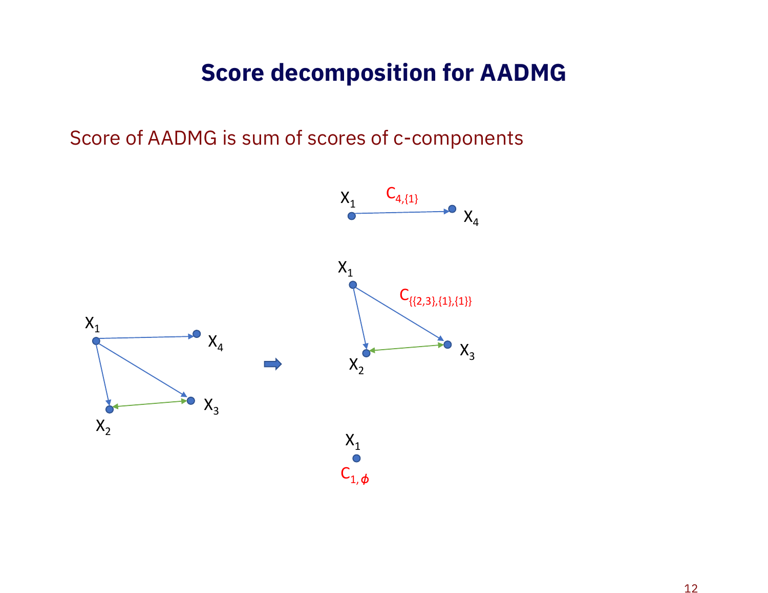# Score decomposition for AADMG

Score of AADMG is sum of scores of c-components

$X_1$ $X_4$ $X_2$ $X_3$

$X_1$ $C_{4,\{1\}}$ $X_4$

$X_1$ $C_{\{\{2,3\},\{1\},\{1\}\}}$ $X_2$ $X_3$

$X_1$ $C_{1,\phi}$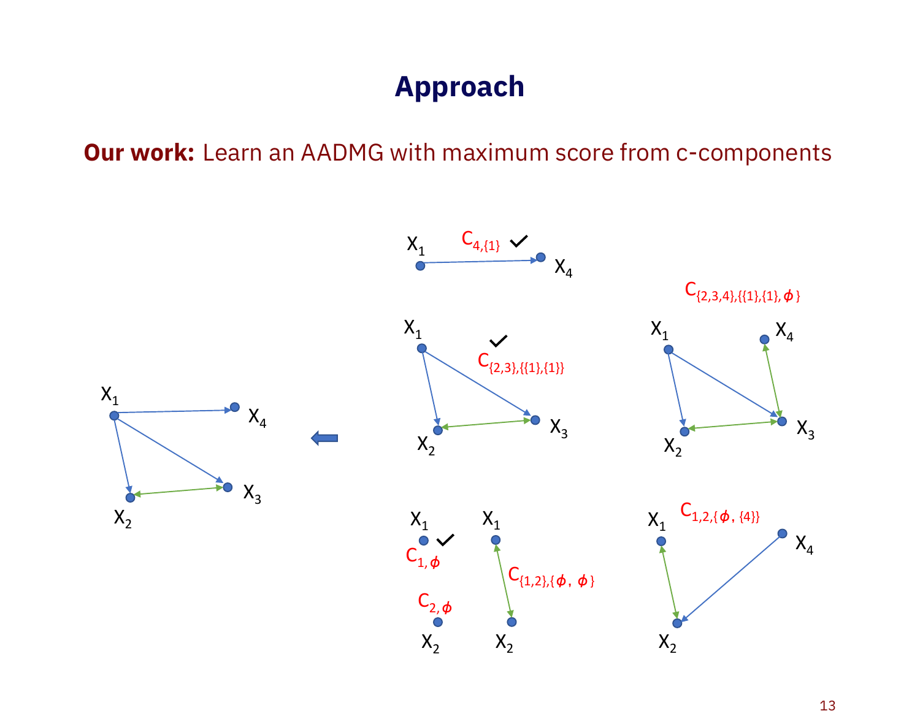# Approach

**Our work:** Learn an AADMG with maximum score from c-components

$C_{4,\{1\}}$ ✓

$C_{\{2,3,4\},\{\{1\},\{1\},\phi\}}$

$C_{\{2,3\},\{\{1\},\{1\}\}}$ ✓

$C_{1,\phi}$ ✓

$C_{2,\phi}$

$C_{\{1,2\},\{\phi,\ \phi\}}$

$C_{1,2,\{\phi,\ \{4\}\}}$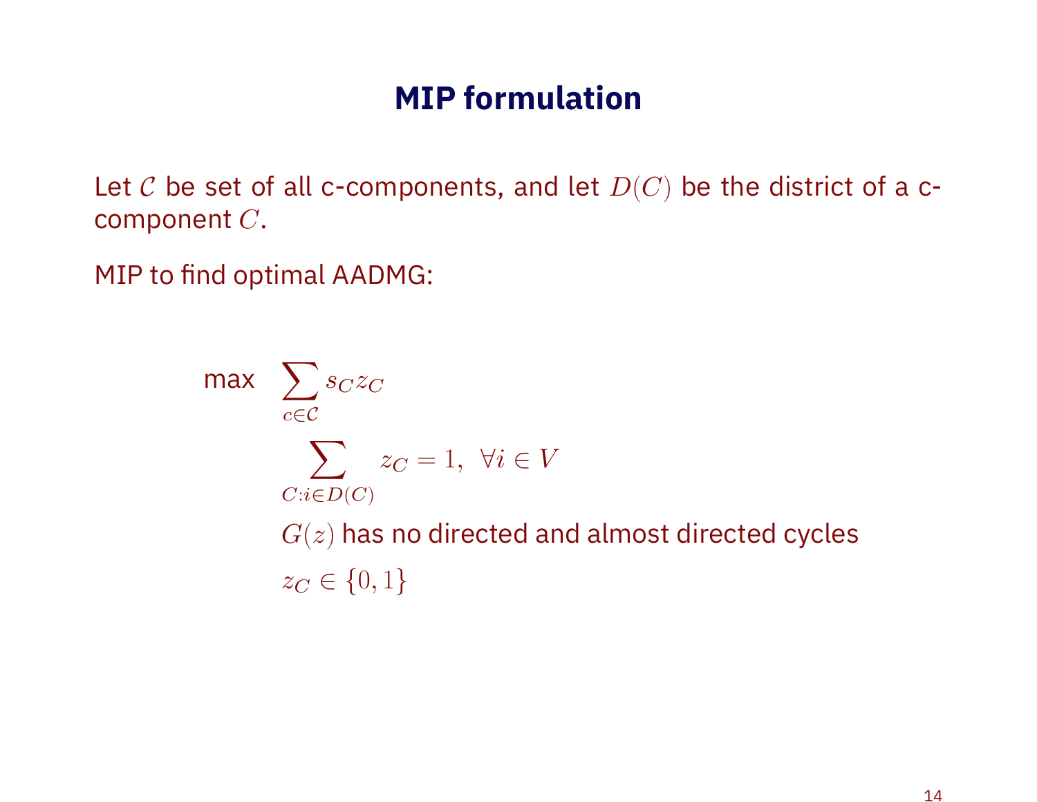# MIP formulation

Let $\mathcal{C}$ be set of all c-components, and let $D(C)$ be the district of a c-component $C$.

MIP to find optimal AADMG:

$$
\begin{aligned}
\max \quad & \sum_{c \in \mathcal{C}} s_C z_C \\
& \sum_{C : i \in D(C)} z_C = 1, \ \ \forall i \in V \\
& G(z) \text{ has no directed and almost directed cycles} \\
& z_C \in \{0, 1\}
\end{aligned}
$$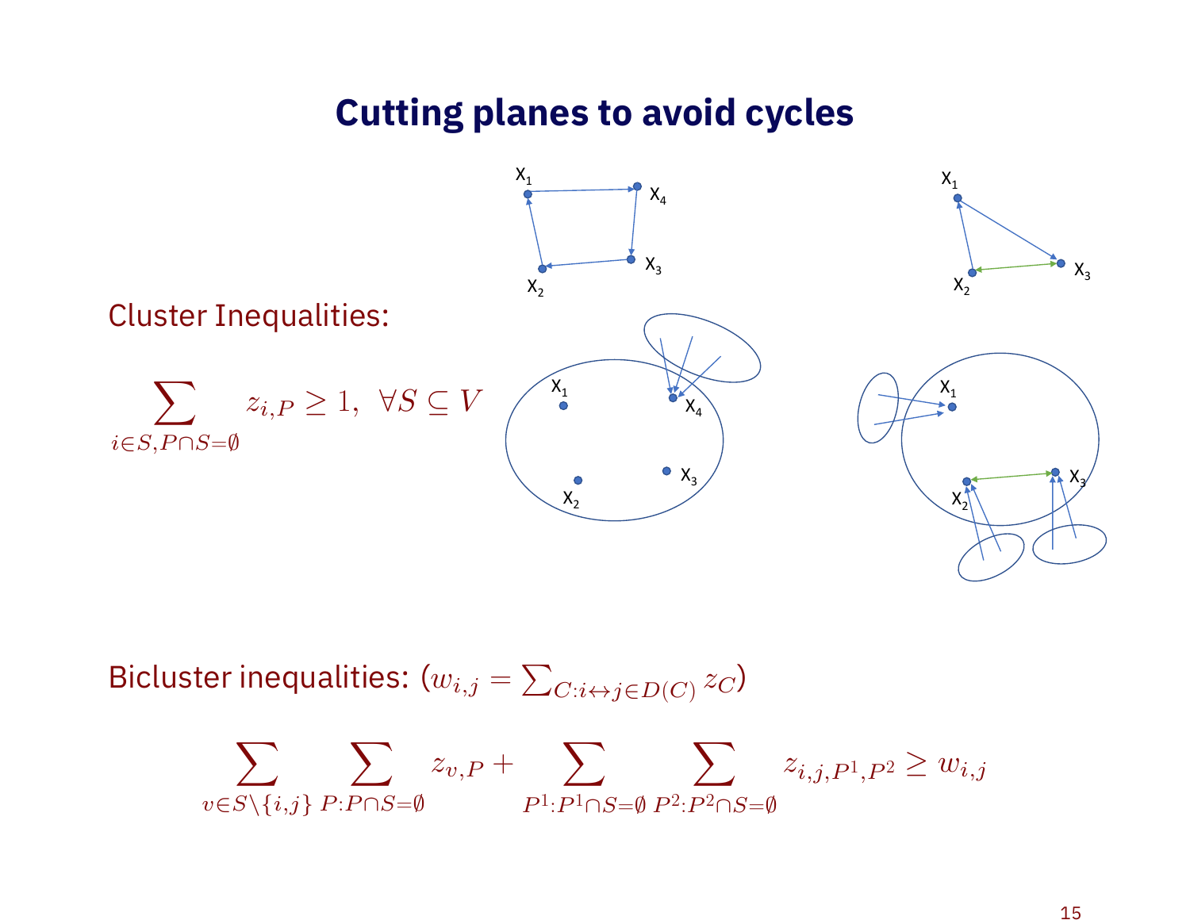# Cutting planes to avoid cycles

Cluster Inequalities:

$$\sum_{i \in S, P \cap S = \emptyset} z_{i,P} \geq 1, \ \forall S \subseteq V$$

Bicluster inequalities: $(w_{i,j} = \sum_{C: i \leftrightarrow j \in D(C)} z_C)$

$$\sum_{v \in S \setminus \{i,j\}} \sum_{P: P \cap S = \emptyset} z_{v,P} + \sum_{P^1: P^1 \cap S = \emptyset} \sum_{P^2: P^2 \cap S = \emptyset} z_{i,j,P^1,P^2} \geq w_{i,j}$$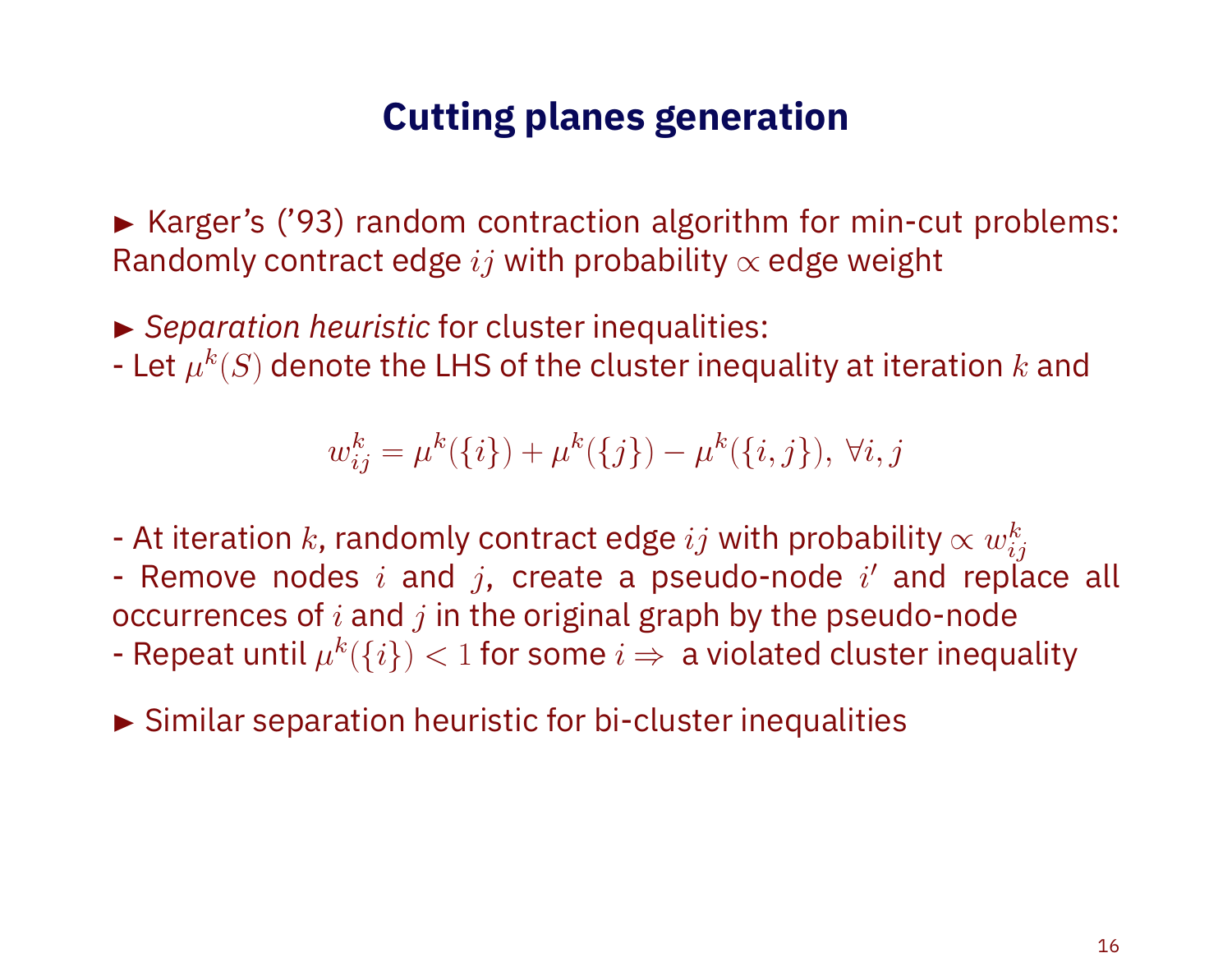# Cutting planes generation

► Karger's ('93) random contraction algorithm for min-cut problems: Randomly contract edge $ij$ with probability $\propto$ edge weight

► *Separation heuristic* for cluster inequalities:
- Let $\mu^k(S)$ denote the LHS of the cluster inequality at iteration $k$ and

$$w_{ij}^k = \mu^k(\{i\}) + \mu^k(\{j\}) - \mu^k(\{i,j\}),\ \forall i,j$$

- At iteration $k$, randomly contract edge $ij$ with probability $\propto w_{ij}^k$
- Remove nodes $i$ and $j$, create a pseudo-node $i'$ and replace all occurrences of $i$ and $j$ in the original graph by the pseudo-node
- Repeat until $\mu^k(\{i\}) < 1$ for some $i \Rightarrow$ a violated cluster inequality

► Similar separation heuristic for bi-cluster inequalities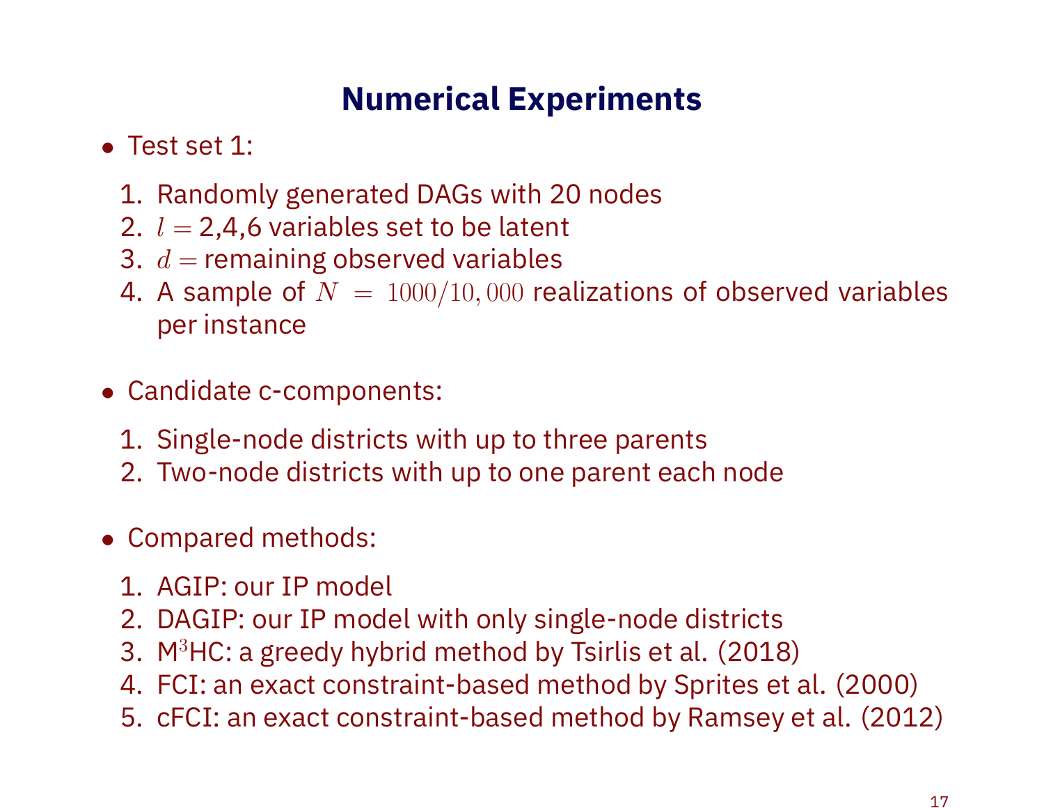# Numerical Experiments

- Test set 1:
  1. Randomly generated DAGs with 20 nodes
  2. $l =$ 2,4,6 variables set to be latent
  3. $d =$ remaining observed variables
  4. A sample of $N = 1000/10,000$ realizations of observed variables per instance

- Candidate c-components:
  1. Single-node districts with up to three parents
  2. Two-node districts with up to one parent each node

- Compared methods:
  1. AGIP: our IP model
  2. DAGIP: our IP model with only single-node districts
  3. M$^3$HC: a greedy hybrid method by Tsirlis et al. (2018)
  4. FCI: an exact constraint-based method by Sprites et al. (2000)
  5. cFCI: an exact constraint-based method by Ramsey et al. (2012)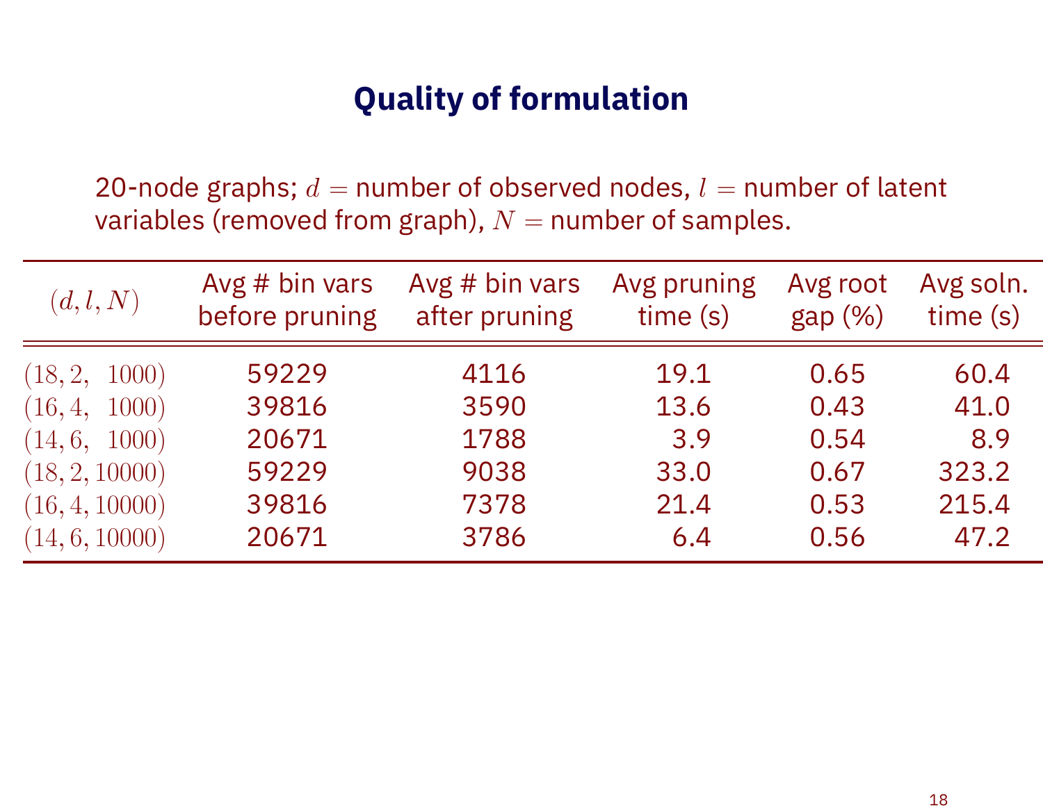# Quality of formulation

20-node graphs; $d =$ number of observed nodes, $l =$ number of latent variables (removed from graph), $N =$ number of samples.

| $(d, l, N)$ | Avg # bin vars before pruning | Avg # bin vars after pruning | Avg pruning time (s) | Avg root gap (%) | Avg soln. time (s) |
|---|---|---|---|---|---|
| $(18, 2, \ 1000)$ | 59229 | 4116 | 19.1 | 0.65 | 60.4 |
| $(16, 4, \ 1000)$ | 39816 | 3590 | 13.6 | 0.43 | 41.0 |
| $(14, 6, \ 1000)$ | 20671 | 1788 | 3.9 | 0.54 | 8.9 |
| $(18, 2, 10000)$ | 59229 | 9038 | 33.0 | 0.67 | 323.2 |
| $(16, 4, 10000)$ | 39816 | 7378 | 21.4 | 0.53 | 215.4 |
| $(14, 6, 10000)$ | 20671 | 3786 | 6.4 | 0.56 | 47.2 |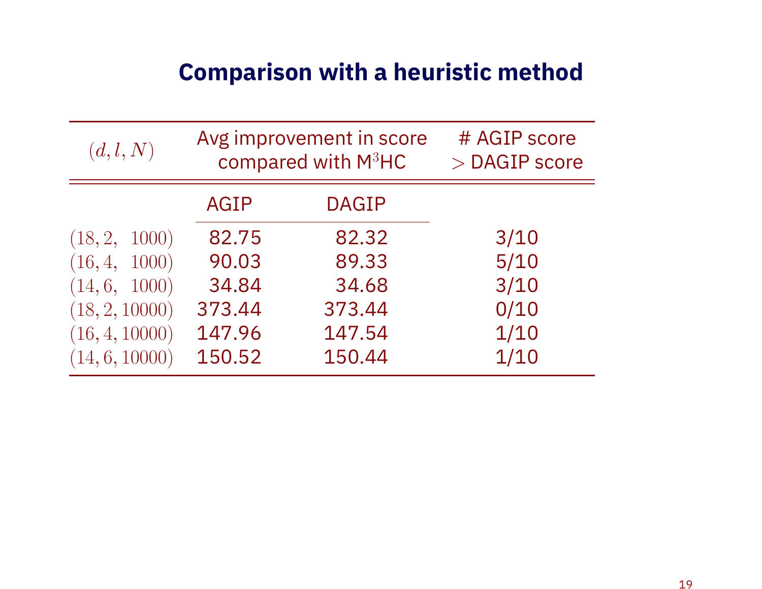# Comparison with a heuristic method

| $(d, l, N)$ | Avg improvement in score compared with M$^3$HC | | # AGIP score $>$ DAGIP score |
|---|---|---|---|
| | AGIP | DAGIP | |
| $(18, 2, 1000)$ | 82.75 | 82.32 | 3/10 |
| $(16, 4, 1000)$ | 90.03 | 89.33 | 5/10 |
| $(14, 6, 1000)$ | 34.84 | 34.68 | 3/10 |
| $(18, 2, 10000)$ | 373.44 | 373.44 | 0/10 |
| $(16, 4, 10000)$ | 147.96 | 147.54 | 1/10 |
| $(14, 6, 10000)$ | 150.52 | 150.44 | 1/10 |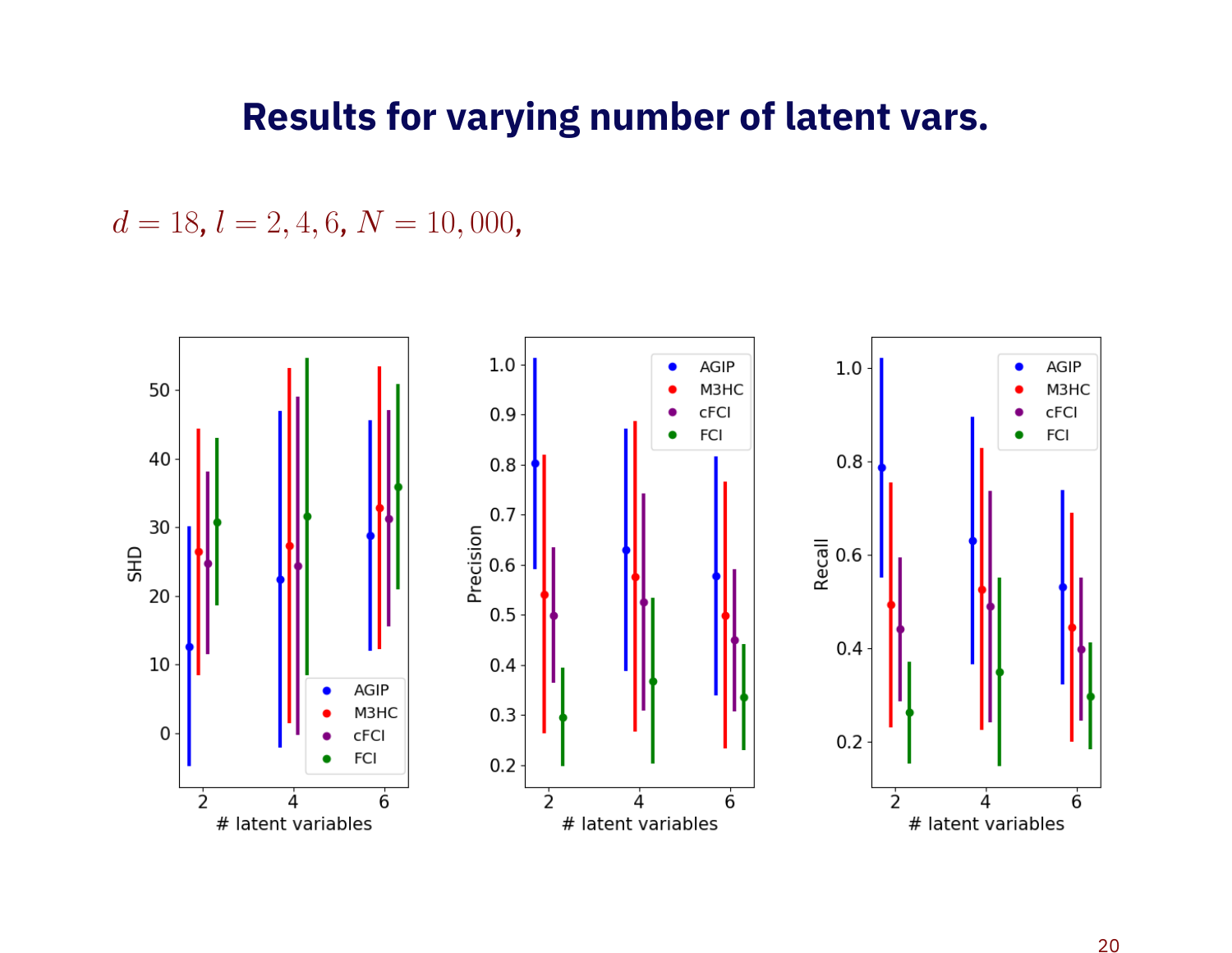# Results for varying number of latent vars.

$d = 18, l = 2, 4, 6, N = 10,000,$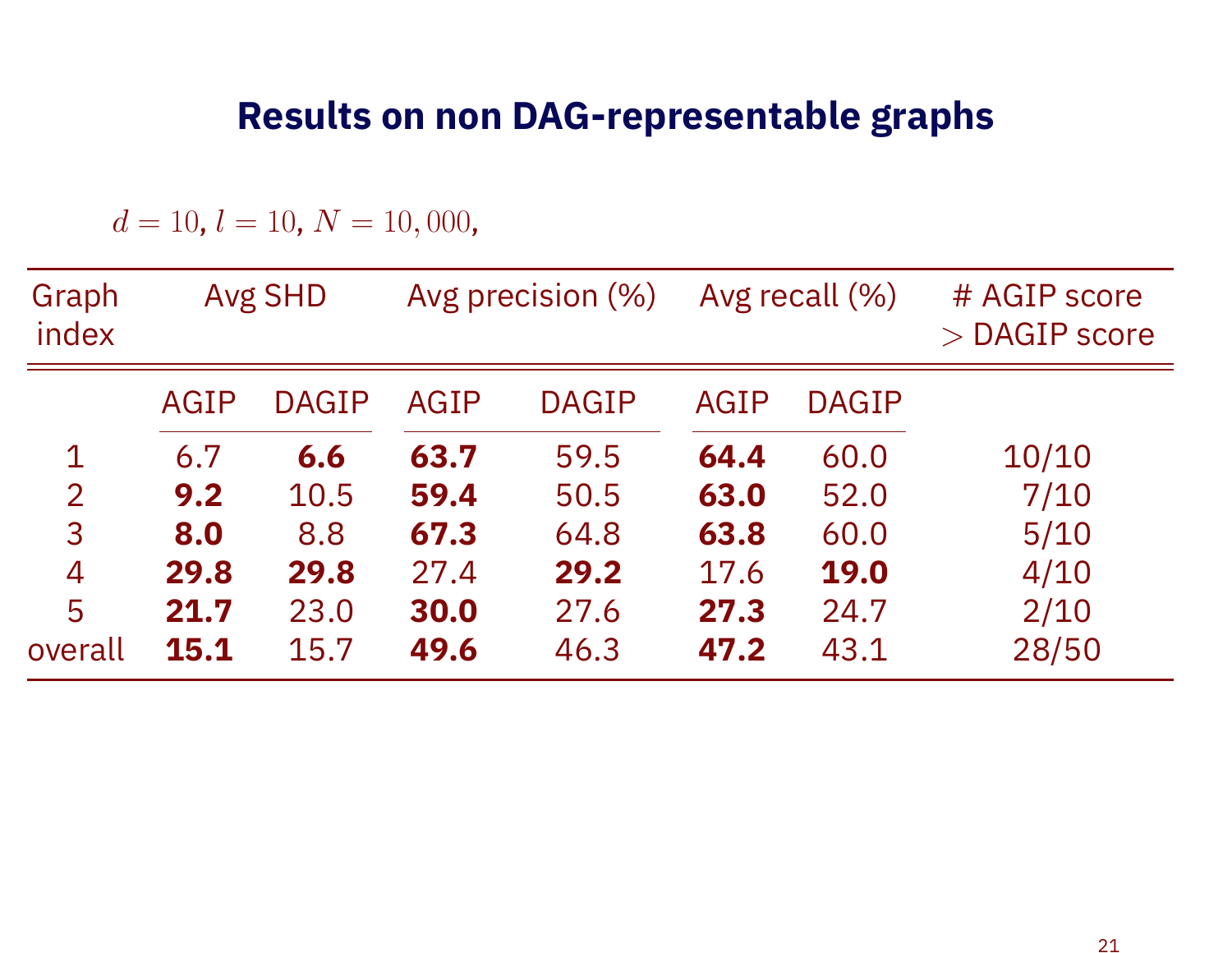# Results on non DAG-representable graphs

$d = 10$, $l = 10$, $N = 10,000$,

| Graph index | Avg SHD | | Avg precision (%) | | Avg recall (%) | | # AGIP score > DAGIP score |
|---|---|---|---|---|---|---|---|
| | AGIP | DAGIP | AGIP | DAGIP | AGIP | DAGIP | |
| 1 | 6.7 | **6.6** | **63.7** | 59.5 | **64.4** | 60.0 | 10/10 |
| 2 | **9.2** | 10.5 | **59.4** | 50.5 | **63.0** | 52.0 | 7/10 |
| 3 | **8.0** | 8.8 | **67.3** | 64.8 | **63.8** | 60.0 | 5/10 |
| 4 | **29.8** | **29.8** | 27.4 | **29.2** | 17.6 | **19.0** | 4/10 |
| 5 | **21.7** | 23.0 | **30.0** | 27.6 | **27.3** | 24.7 | 2/10 |
| overall | **15.1** | 15.7 | **49.6** | 46.3 | **47.2** | 43.1 | 28/50 |